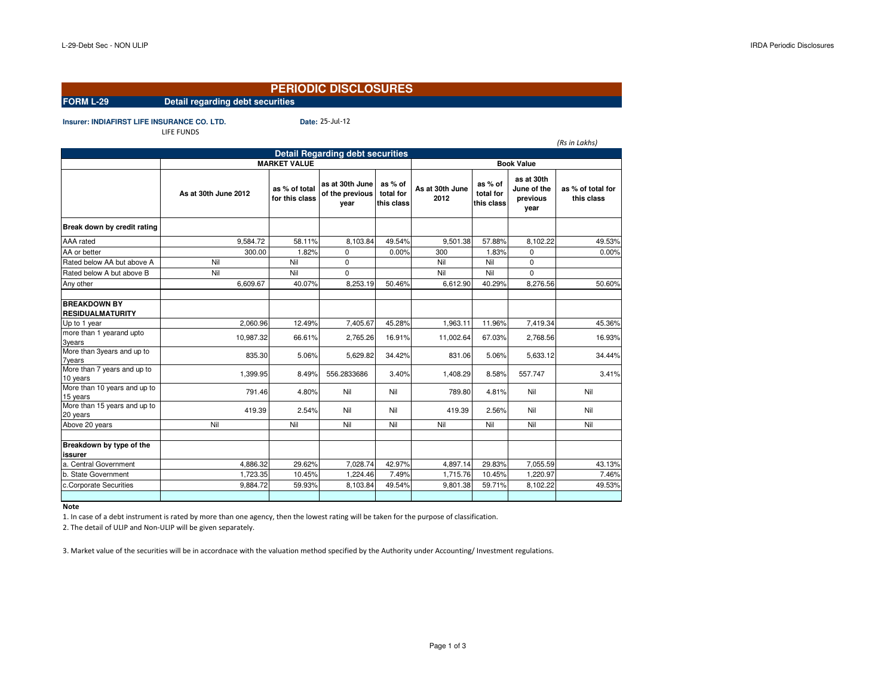# PERIODIC DISCLOSURES

**FORM L-29** **Detail regarding debt securities**

**Insurer: INDIAFIRST LIFE INSURANCE CO. LTD.** **Date:** 25-Jul-12

LIFE FUNDS

*(Rs in Lakhs)*

| Detail Regarding debt securities | | | | | | | | |
|---|---|---|---|---|---|---|---|---|
| | MARKET VALUE | | | | Book Value | | | |
| | As at 30th June 2012 | as % of total for this class | as at 30th June of the previous year | as % of total for this class | As at 30th June 2012 | as % of total for this class | as at 30th June of the previous year | as % of total for this class |
| **Break down by credit rating** | | | | | | | | |
| AAA rated | 9,584.72 | 58.11% | 8,103.84 | 49.54% | 9,501.38 | 57.88% | 8,102.22 | 49.53% |
| AA or better | 300.00 | 1.82% | 0 | 0.00% | 300 | 1.83% | 0 | 0.00% |
| Rated below AA but above A | Nil | Nil | 0 | | Nil | Nil | 0 | |
| Rated below A but above B | Nil | Nil | 0 | | Nil | Nil | 0 | |
| Any other | 6,609.67 | 40.07% | 8,253.19 | 50.46% | 6,612.90 | 40.29% | 8,276.56 | 50.60% |
| | | | | | | | | |
| **BREAKDOWN BY RESIDUALMATURITY** | | | | | | | | |
| Up to 1 year | 2,060.96 | 12.49% | 7,405.67 | 45.28% | 1,963.11 | 11.96% | 7,419.34 | 45.36% |
| more than 1 yearand upto 3years | 10,987.32 | 66.61% | 2,765.26 | 16.91% | 11,002.64 | 67.03% | 2,768.56 | 16.93% |
| More than 3years and up to 7years | 835.30 | 5.06% | 5,629.82 | 34.42% | 831.06 | 5.06% | 5,633.12 | 34.44% |
| More than 7 years and up to 10 years | 1,399.95 | 8.49% | 556.2833686 | 3.40% | 1,408.29 | 8.58% | 557.747 | 3.41% |
| More than 10 years and up to 15 years | 791.46 | 4.80% | Nil | Nil | 789.80 | 4.81% | Nil | Nil |
| More than 15 years and up to 20 years | 419.39 | 2.54% | Nil | Nil | 419.39 | 2.56% | Nil | Nil |
| Above 20 years | Nil | Nil | Nil | Nil | Nil | Nil | Nil | Nil |
| | | | | | | | | |
| **Breakdown by type of the issurer** | | | | | | | | |
| a. Central Government | 4,886.32 | 29.62% | 7,028.74 | 42.97% | 4,897.14 | 29.83% | 7,055.59 | 43.13% |
| b. State Government | 1,723.35 | 10.45% | 1,224.46 | 7.49% | 1,715.76 | 10.45% | 1,220.97 | 7.46% |
| c.Corporate Securities | 9,884.72 | 59.93% | 8,103.84 | 49.54% | 9,801.38 | 59.71% | 8,102.22 | 49.53% |

**Note**

1. In case of a debt instrument is rated by more than one agency, then the lowest rating will be taken for the purpose of classification.
2. The detail of ULIP and Non-ULIP will be given separately.
3. Market value of the securities will be in accordnace with the valuation method specified by the Authority under Accounting/ Investment regulations.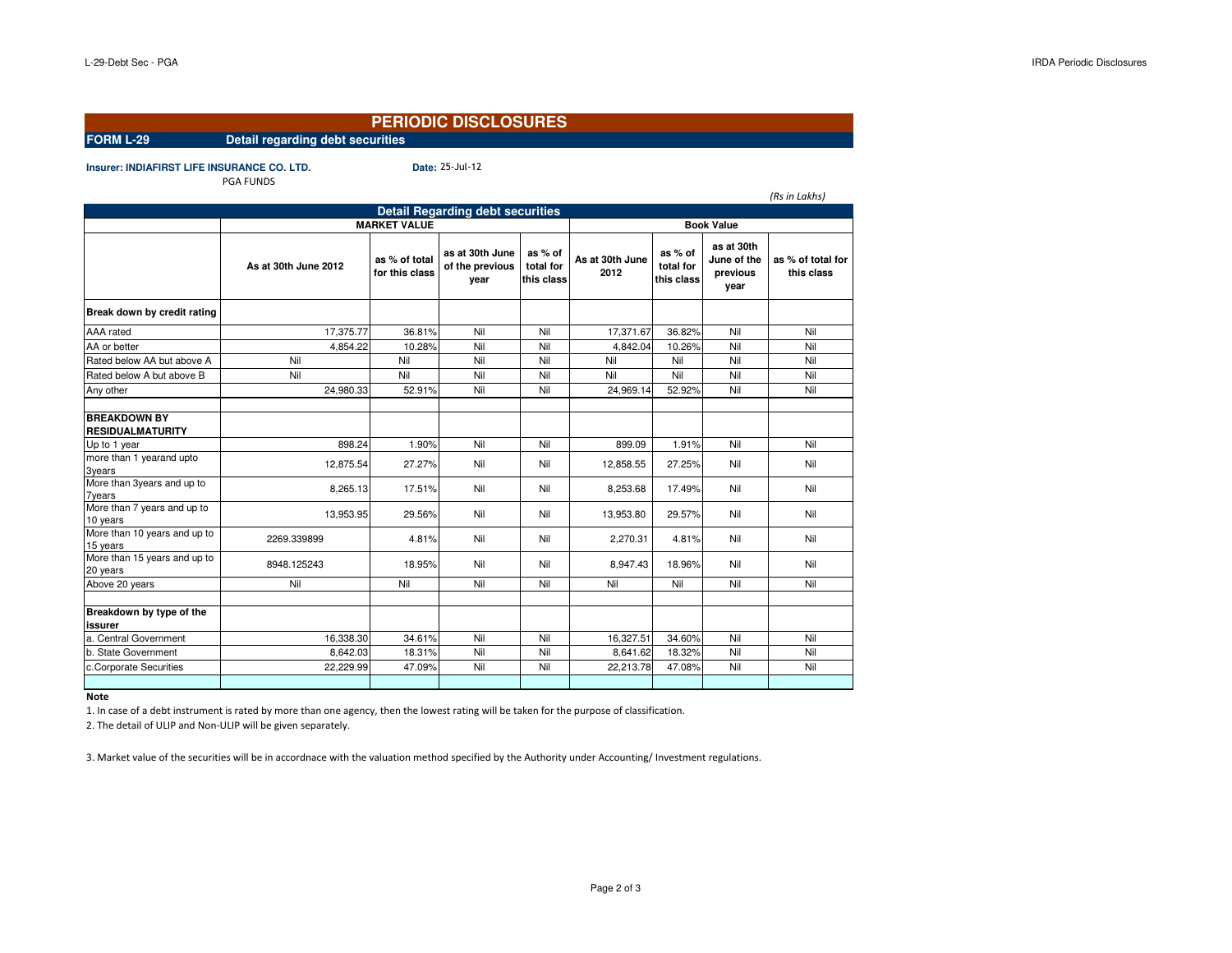# PERIODIC DISCLOSURES

**FORM L-29** **Detail regarding debt securities**

**Insurer: INDIAFIRST LIFE INSURANCE CO. LTD.** **Date:** 25-Jul-12

PGA FUNDS

*(Rs in Lakhs)*

| Detail Regarding debt securities | MARKET VALUE | | | | Book Value | | | |
|---|---|---|---|---|---|---|---|---|
| | As at 30th June 2012 | as % of total for this class | as at 30th June of the previous year | as % of total for this class | As at 30th June 2012 | as % of total for this class | as at 30th June of the previous year | as % of total for this class |
| **Break down by credit rating** | | | | | | | | |
| AAA rated | 17,375.77 | 36.81% | Nil | Nil | 17,371.67 | 36.82% | Nil | Nil |
| AA or better | 4,854.22 | 10.28% | Nil | Nil | 4,842.04 | 10.26% | Nil | Nil |
| Rated below AA but above A | Nil | Nil | Nil | Nil | Nil | Nil | Nil | Nil |
| Rated below A but above B | Nil | Nil | Nil | Nil | Nil | Nil | Nil | Nil |
| Any other | 24,980.33 | 52.91% | Nil | Nil | 24,969.14 | 52.92% | Nil | Nil |
| | | | | | | | | |
| **BREAKDOWN BY RESIDUALMATURITY** | | | | | | | | |
| Up to 1 year | 898.24 | 1.90% | Nil | Nil | 899.09 | 1.91% | Nil | Nil |
| more than 1 yearand upto 3years | 12,875.54 | 27.27% | Nil | Nil | 12,858.55 | 27.25% | Nil | Nil |
| More than 3years and up to 7years | 8,265.13 | 17.51% | Nil | Nil | 8,253.68 | 17.49% | Nil | Nil |
| More than 7 years and up to 10 years | 13,953.95 | 29.56% | Nil | Nil | 13,953.80 | 29.57% | Nil | Nil |
| More than 10 years and up to 15 years | 2269.339899 | 4.81% | Nil | Nil | 2,270.31 | 4.81% | Nil | Nil |
| More than 15 years and up to 20 years | 8948.125243 | 18.95% | Nil | Nil | 8,947.43 | 18.96% | Nil | Nil |
| Above 20 years | Nil | Nil | Nil | Nil | Nil | Nil | Nil | Nil |
| | | | | | | | | |
| **Breakdown by type of the issurer** | | | | | | | | |
| a. Central Government | 16,338.30 | 34.61% | Nil | Nil | 16,327.51 | 34.60% | Nil | Nil |
| b. State Government | 8,642.03 | 18.31% | Nil | Nil | 8,641.62 | 18.32% | Nil | Nil |
| c.Corporate Securities | 22,229.99 | 47.09% | Nil | Nil | 22,213.78 | 47.08% | Nil | Nil |

**Note**

1. In case of a debt instrument is rated by more than one agency, then the lowest rating will be taken for the purpose of classification.
2. The detail of ULIP and Non-ULIP will be given separately.

3. Market value of the securities will be in accordnace with the valuation method specified by the Authority under Accounting/ Investment regulations.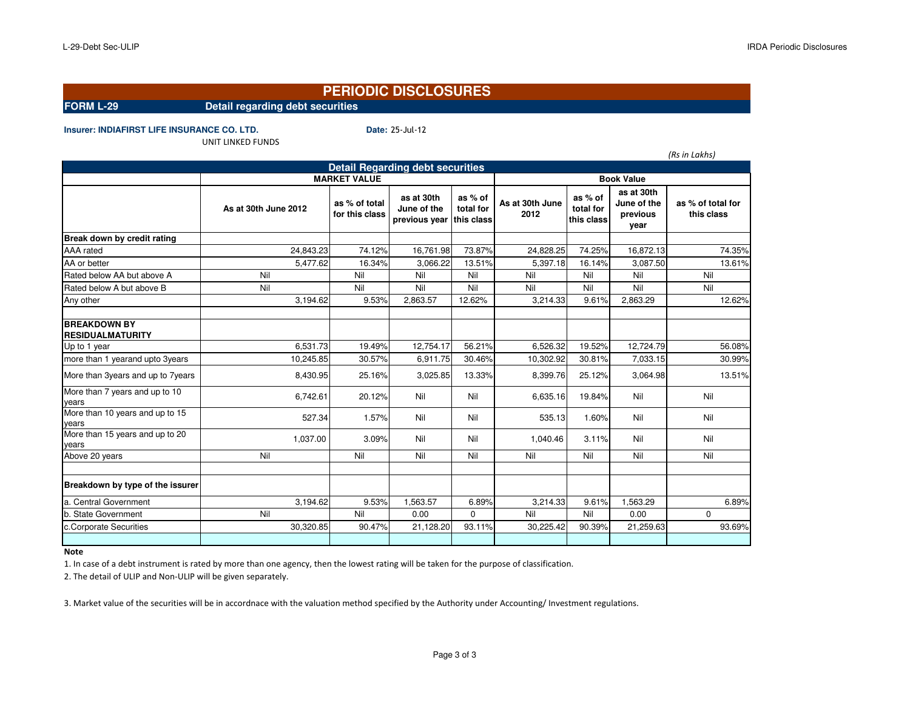# PERIODIC DISCLOSURES

**FORM L-29** **Detail regarding debt securities**

**Insurer: INDIAFIRST LIFE INSURANCE CO. LTD.** **Date:** 25-Jul-12

UNIT LINKED FUNDS

*(Rs in Lakhs)*

**Detail Regarding debt securities**

| | MARKET VALUE | | | | Book Value | | | |
|---|---|---|---|---|---|---|---|---|
| | As at 30th June 2012 | as % of total for this class | as at 30th June of the previous year | as % of total for this class | As at 30th June 2012 | as % of total for this class | as at 30th June of the previous year | as % of total for this class |
| **Break down by credit rating** | | | | | | | | |
| AAA rated | 24,843.23 | 74.12% | 16,761.98 | 73.87% | 24,828.25 | 74.25% | 16,872.13 | 74.35% |
| AA or better | 5,477.62 | 16.34% | 3,066.22 | 13.51% | 5,397.18 | 16.14% | 3,087.50 | 13.61% |
| Rated below AA but above A | Nil | Nil | Nil | Nil | Nil | Nil | Nil | Nil |
| Rated below A but above B | Nil | Nil | Nil | Nil | Nil | Nil | Nil | Nil |
| Any other | 3,194.62 | 9.53% | 2,863.57 | 12.62% | 3,214.33 | 9.61% | 2,863.29 | 12.62% |
| | | | | | | | | |
| **BREAKDOWN BY RESIDUALMATURITY** | | | | | | | | |
| Up to 1 year | 6,531.73 | 19.49% | 12,754.17 | 56.21% | 6,526.32 | 19.52% | 12,724.79 | 56.08% |
| more than 1 yearand upto 3years | 10,245.85 | 30.57% | 6,911.75 | 30.46% | 10,302.92 | 30.81% | 7,033.15 | 30.99% |
| More than 3years and up to 7years | 8,430.95 | 25.16% | 3,025.85 | 13.33% | 8,399.76 | 25.12% | 3,064.98 | 13.51% |
| More than 7 years and up to 10 years | 6,742.61 | 20.12% | Nil | Nil | 6,635.16 | 19.84% | Nil | Nil |
| More than 10 years and up to 15 years | 527.34 | 1.57% | Nil | Nil | 535.13 | 1.60% | Nil | Nil |
| More than 15 years and up to 20 years | 1,037.00 | 3.09% | Nil | Nil | 1,040.46 | 3.11% | Nil | Nil |
| Above 20 years | Nil | Nil | Nil | Nil | Nil | Nil | Nil | Nil |
| | | | | | | | | |
| **Breakdown by type of the issurer** | | | | | | | | |
| a. Central Government | 3,194.62 | 9.53% | 1,563.57 | 6.89% | 3,214.33 | 9.61% | 1,563.29 | 6.89% |
| b. State Government | Nil | Nil | 0.00 | 0 | Nil | Nil | 0.00 | 0 |
| c.Corporate Securities | 30,320.85 | 90.47% | 21,128.20 | 93.11% | 30,225.42 | 90.39% | 21,259.63 | 93.69% |
| | | | | | | | | |

**Note**

1. In case of a debt instrument is rated by more than one agency, then the lowest rating will be taken for the purpose of classification.

2. The detail of ULIP and Non-ULIP will be given separately.

3. Market value of the securities will be in accordnace with the valuation method specified by the Authority under Accounting/ Investment regulations.